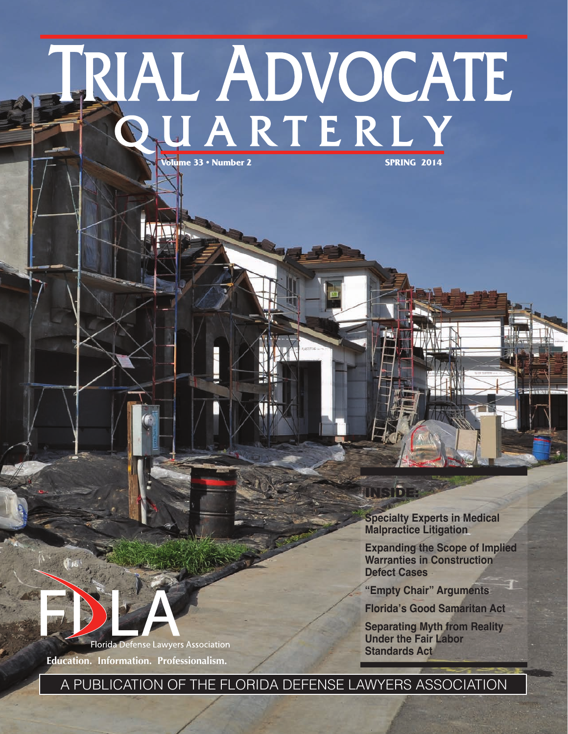# TRIAL ADVOCATE QUARTERLY

Volume 33 • Number 2

SPRING 2014

**INSIDE:**

- Specialty Experts in Medical Malpractice Litigation
- Expanding the Scope of Implied Warranties in Construction Defect Cases
- "Empty Chair" Arguments
- Florida's Good Samaritan Act
- Separating Myth from Reality Under the Fair Labor Standards Act

FDLA

Florida Defense Lawyers Association

Education. Information. Professionalism.

A PUBLICATION OF THE FLORIDA DEFENSE LAWYERS ASSOCIATION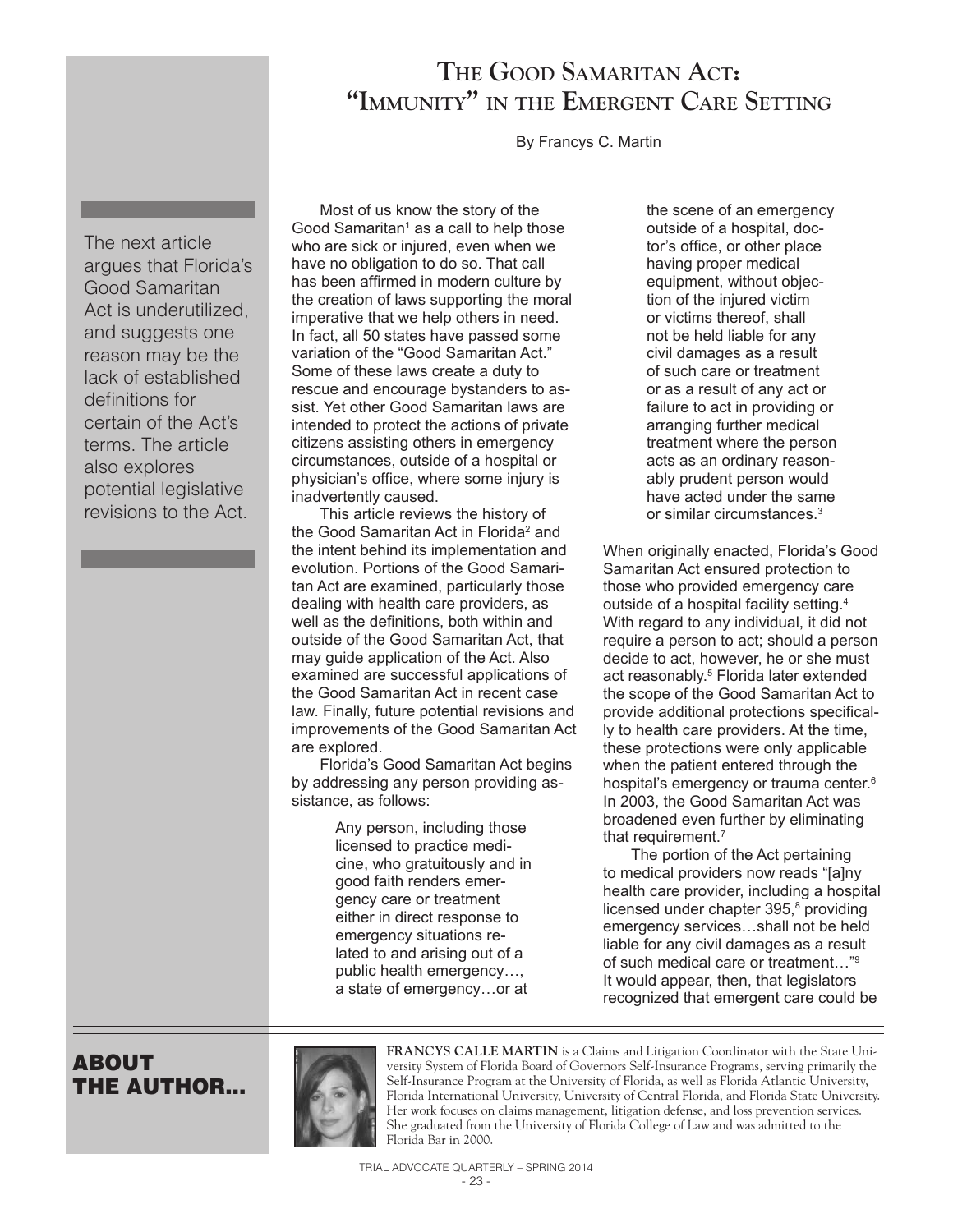# The Good Samaritan Act: "Immunity" in the Emergent Care Setting

By Francys C. Martin

The next article argues that Florida's Good Samaritan Act is underutilized, and suggests one reason may be the lack of established definitions for certain of the Act's terms. The article also explores potential legislative revisions to the Act.

Most of us know the story of the Good Samaritan[1] as a call to help those who are sick or injured, even when we have no obligation to do so. That call has been affirmed in modern culture by the creation of laws supporting the moral imperative that we help others in need. In fact, all 50 states have passed some variation of the "Good Samaritan Act." Some of these laws create a duty to rescue and encourage bystanders to assist. Yet other Good Samaritan laws are intended to protect the actions of private citizens assisting others in emergency circumstances, outside of a hospital or physician's office, where some injury is inadvertently caused.

This article reviews the history of the Good Samaritan Act in Florida[2] and the intent behind its implementation and evolution. Portions of the Good Samaritan Act are examined, particularly those dealing with health care providers, as well as the definitions, both within and outside of the Good Samaritan Act, that may guide application of the Act. Also examined are successful applications of the Good Samaritan Act in recent case law. Finally, future potential revisions and improvements of the Good Samaritan Act are explored.

Florida's Good Samaritan Act begins by addressing any person providing assistance, as follows:

> Any person, including those licensed to practice medicine, who gratuitously and in good faith renders emergency care or treatment either in direct response to emergency situations related to and arising out of a public health emergency…, a state of emergency…or at the scene of an emergency outside of a hospital, doctor's office, or other place having proper medical equipment, without objection of the injured victim or victims thereof, shall not be held liable for any civil damages as a result of such care or treatment or as a result of any act or failure to act in providing or arranging further medical treatment where the person acts as an ordinary reasonably prudent person would have acted under the same or similar circumstances.[3]

When originally enacted, Florida's Good Samaritan Act ensured protection to those who provided emergency care outside of a hospital facility setting.[4] With regard to any individual, it did not require a person to act; should a person decide to act, however, he or she must act reasonably.[5] Florida later extended the scope of the Good Samaritan Act to provide additional protections specifically to health care providers. At the time, these protections were only applicable when the patient entered through the hospital's emergency or trauma center.[6] In 2003, the Good Samaritan Act was broadened even further by eliminating that requirement.[7]

The portion of the Act pertaining to medical providers now reads "[a]ny health care provider, including a hospital licensed under chapter 395,[8] providing emergency services…shall not be held liable for any civil damages as a result of such medical care or treatment…"[9] It would appear, then, that legislators recognized that emergent care could be

## ABOUT THE AUTHOR...

**FRANCYS CALLE MARTIN** is a Claims and Litigation Coordinator with the State University System of Florida Board of Governors Self-Insurance Programs, serving primarily the Self-Insurance Program at the University of Florida, as well as Florida Atlantic University, Florida International University, University of Central Florida, and Florida State University. Her work focuses on claims management, litigation defense, and loss prevention services. She graduated from the University of Florida College of Law and was admitted to the Florida Bar in 2000.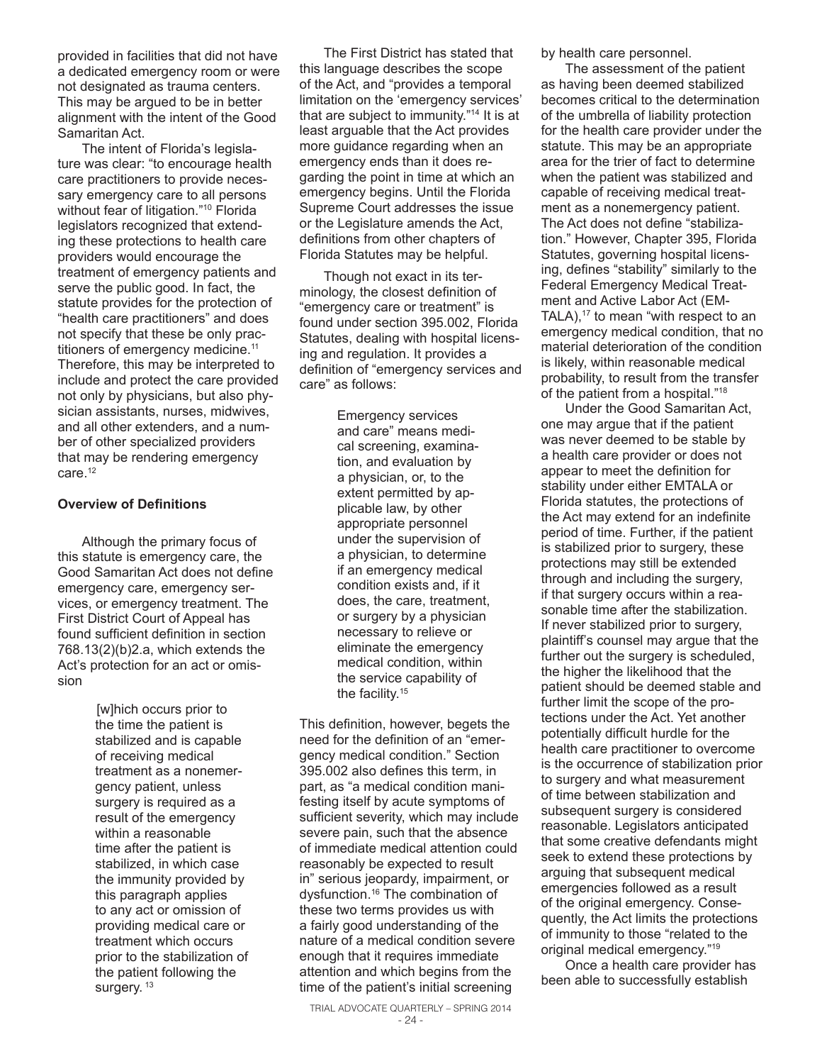provided in facilities that did not have a dedicated emergency room or were not designated as trauma centers. This may be argued to be in better alignment with the intent of the Good Samaritan Act.

The intent of Florida's legislature was clear: "to encourage health care practitioners to provide necessary emergency care to all persons without fear of litigation."[10] Florida legislators recognized that extending these protections to health care providers would encourage the treatment of emergency patients and serve the public good. In fact, the statute provides for the protection of "health care practitioners" and does not specify that these be only practitioners of emergency medicine.[11] Therefore, this may be interpreted to include and protect the care provided not only by physicians, but also physician assistants, nurses, midwives, and all other extenders, and a number of other specialized providers that may be rendering emergency care.[12]

**Overview of Definitions**

Although the primary focus of this statute is emergency care, the Good Samaritan Act does not define emergency care, emergency services, or emergency treatment. The First District Court of Appeal has found sufficient definition in section 768.13(2)(b)2.a, which extends the Act's protection for an act or omission

> [w]hich occurs prior to the time the patient is stabilized and is capable of receiving medical treatment as a nonemergency patient, unless surgery is required as a result of the emergency within a reasonable time after the patient is stabilized, in which case the immunity provided by this paragraph applies to any act or omission of providing medical care or treatment which occurs prior to the stabilization of the patient following the surgery.[13]

The First District has stated that this language describes the scope of the Act, and "provides a temporal limitation on the 'emergency services' that are subject to immunity."[14] It is at least arguable that the Act provides more guidance regarding when an emergency ends than it does regarding the point in time at which an emergency begins. Until the Florida Supreme Court addresses the issue or the Legislature amends the Act, definitions from other chapters of Florida Statutes may be helpful.

Though not exact in its terminology, the closest definition of "emergency care or treatment" is found under section 395.002, Florida Statutes, dealing with hospital licensing and regulation. It provides a definition of "emergency services and care" as follows:

> Emergency services and care" means medical screening, examination, and evaluation by a physician, or, to the extent permitted by applicable law, by other appropriate personnel under the supervision of a physician, to determine if an emergency medical condition exists and, if it does, the care, treatment, or surgery by a physician necessary to relieve or eliminate the emergency medical condition, within the service capability of the facility.[15]

This definition, however, begets the need for the definition of an "emergency medical condition." Section 395.002 also defines this term, in part, as "a medical condition manifesting itself by acute symptoms of sufficient severity, which may include severe pain, such that the absence of immediate medical attention could reasonably be expected to result in" serious jeopardy, impairment, or dysfunction.[16] The combination of these two terms provides us with a fairly good understanding of the nature of a medical condition severe enough that it requires immediate attention and which begins from the time of the patient's initial screening by health care personnel.

The assessment of the patient as having been deemed stabilized becomes critical to the determination of the umbrella of liability protection for the health care provider under the statute. This may be an appropriate area for the trier of fact to determine when the patient was stabilized and capable of receiving medical treatment as a nonemergency patient. The Act does not define "stabilization." However, Chapter 395, Florida Statutes, governing hospital licensing, defines "stability" similarly to the Federal Emergency Medical Treatment and Active Labor Act (EMTALA),[17] to mean "with respect to an emergency medical condition, that no material deterioration of the condition is likely, within reasonable medical probability, to result from the transfer of the patient from a hospital."[18]

Under the Good Samaritan Act, one may argue that if the patient was never deemed to be stable by a health care provider or does not appear to meet the definition for stability under either EMTALA or Florida statutes, the protections of the Act may extend for an indefinite period of time. Further, if the patient is stabilized prior to surgery, these protections may still be extended through and including the surgery, if that surgery occurs within a reasonable time after the stabilization. If never stabilized prior to surgery, plaintiff's counsel may argue that the further out the surgery is scheduled, the higher the likelihood that the patient should be deemed stable and further limit the scope of the protections under the Act. Yet another potentially difficult hurdle for the health care practitioner to overcome is the occurrence of stabilization prior to surgery and what measurement of time between stabilization and subsequent surgery is considered reasonable. Legislators anticipated that some creative defendants might seek to extend these protections by arguing that subsequent medical emergencies followed as a result of the original emergency. Consequently, the Act limits the protections of immunity to those "related to the original medical emergency."[19]

Once a health care provider has been able to successfully establish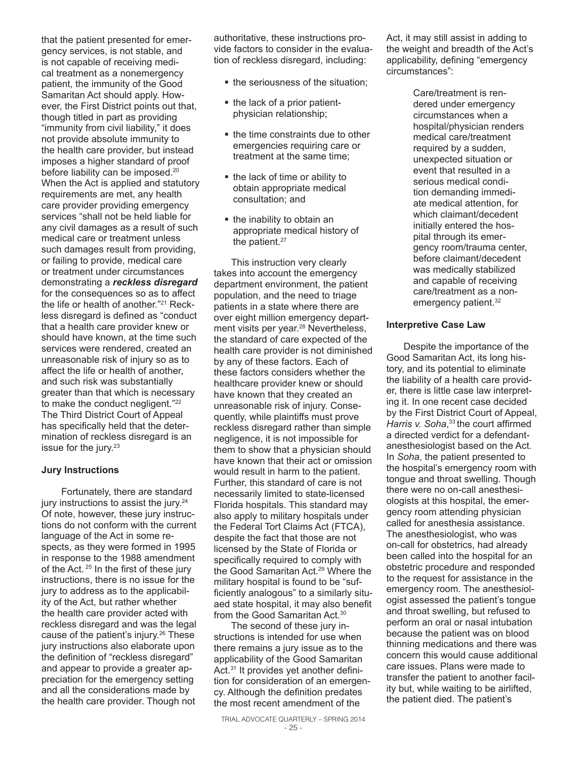that the patient presented for emergency services, is not stable, and is not capable of receiving medical treatment as a nonemergency patient, the immunity of the Good Samaritan Act should apply. However, the First District points out that, though titled in part as providing "immunity from civil liability," it does not provide absolute immunity to the health care provider, but instead imposes a higher standard of proof before liability can be imposed.[20] When the Act is applied and statutory requirements are met, any health care provider providing emergency services "shall not be held liable for any civil damages as a result of such medical care or treatment unless such damages result from providing, or failing to provide, medical care or treatment under circumstances demonstrating a ***reckless disregard*** for the consequences so as to affect the life or health of another."[21] Reckless disregard is defined as "conduct that a health care provider knew or should have known, at the time such services were rendered, created an unreasonable risk of injury so as to affect the life or health of another, and such risk was substantially greater than that which is necessary to make the conduct negligent."[22] The Third District Court of Appeal has specifically held that the determination of reckless disregard is an issue for the jury.[23]

### Jury Instructions

Fortunately, there are standard jury instructions to assist the jury.[24] Of note, however, these jury instructions do not conform with the current language of the Act in some respects, as they were formed in 1995 in response to the 1988 amendment of the Act.[25] In the first of these jury instructions, there is no issue for the jury to address as to the applicability of the Act, but rather whether the health care provider acted with reckless disregard and was the legal cause of the patient's injury.[26] These jury instructions also elaborate upon the definition of "reckless disregard" and appear to provide a greater appreciation for the emergency setting and all the considerations made by the health care provider. Though not authoritative, these instructions provide factors to consider in the evaluation of reckless disregard, including:

- the seriousness of the situation;
- the lack of a prior patient-physician relationship;
- the time constraints due to other emergencies requiring care or treatment at the same time;
- the lack of time or ability to obtain appropriate medical consultation; and
- the inability to obtain an appropriate medical history of the patient.[27]

This instruction very clearly takes into account the emergency department environment, the patient population, and the need to triage patients in a state where there are over eight million emergency department visits per year.[28] Nevertheless, the standard of care expected of the health care provider is not diminished by any of these factors. Each of these factors considers whether the healthcare provider knew or should have known that they created an unreasonable risk of injury. Consequently, while plaintiffs must prove reckless disregard rather than simple negligence, it is not impossible for them to show that a physician should have known that their act or omission would result in harm to the patient. Further, this standard of care is not necessarily limited to state-licensed Florida hospitals. This standard may also apply to military hospitals under the Federal Tort Claims Act (FTCA), despite the fact that those are not licensed by the State of Florida or specifically required to comply with the Good Samaritan Act.[29] Where the military hospital is found to be "sufficiently analogous" to a similarly situaed state hospital, it may also benefit from the Good Samaritan Act.[30]

The second of these jury instructions is intended for use when there remains a jury issue as to the applicability of the Good Samaritan Act.[31] It provides yet another definition for consideration of an emergency. Although the definition predates the most recent amendment of the Act, it may still assist in adding to the weight and breadth of the Act's applicability, defining "emergency circumstances":

> Care/treatment is rendered under emergency circumstances when a hospital/physician renders medical care/treatment required by a sudden, unexpected situation or event that resulted in a serious medical condition demanding immediate medical attention, for which claimant/decedent initially entered the hospital through its emergency room/trauma center, before claimant/decedent was medically stabilized and capable of receiving care/treatment as a non-emergency patient.[32]

### Interpretive Case Law

Despite the importance of the Good Samaritan Act, its long history, and its potential to eliminate the liability of a health care provider, there is little case law interpreting it. In one recent case decided by the First District Court of Appeal, *Harris v. Soha*,[33] the court affirmed a directed verdict for a defendant-anesthesiologist based on the Act. In *Soha*, the patient presented to the hospital's emergency room with tongue and throat swelling. Though there were no on-call anesthesiologists at this hospital, the emergency room attending physician called for anesthesia assistance. The anesthesiologist, who was on-call for obstetrics, had already been called into the hospital for an obstetric procedure and responded to the request for assistance in the emergency room. The anesthesiologist assessed the patient's tongue and throat swelling, but refused to perform an oral or nasal intubation because the patient was on blood thinning medications and there was concern this would cause additional care issues. Plans were made to transfer the patient to another facility but, while waiting to be airlifted, the patient died. The patient's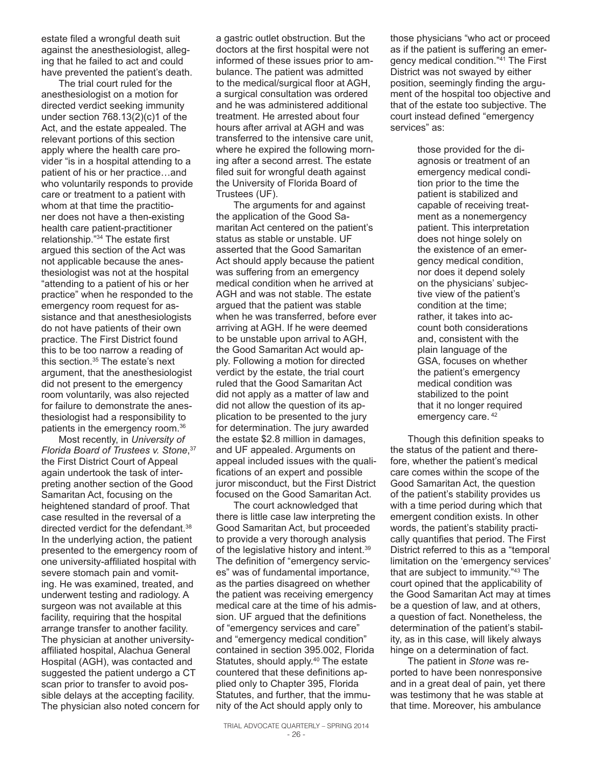estate filed a wrongful death suit against the anesthesiologist, alleging that he failed to act and could have prevented the patient's death.

The trial court ruled for the anesthesiologist on a motion for directed verdict seeking immunity under section 768.13(2)(c)1 of the Act, and the estate appealed. The relevant portions of this section apply where the health care provider "is in a hospital attending to a patient of his or her practice…and who voluntarily responds to provide care or treatment to a patient with whom at that time the practitioner does not have a then-existing health care patient-practitioner relationship."[34] The estate first argued this section of the Act was not applicable because the anesthesiologist was not at the hospital "attending to a patient of his or her practice" when he responded to the emergency room request for assistance and that anesthesiologists do not have patients of their own practice. The First District found this to be too narrow a reading of this section.[35] The estate's next argument, that the anesthesiologist did not present to the emergency room voluntarily, was also rejected for failure to demonstrate the anesthesiologist had a responsibility to patients in the emergency room.[36]

Most recently, in *University of Florida Board of Trustees v. Stone*,[37] the First District Court of Appeal again undertook the task of interpreting another section of the Good Samaritan Act, focusing on the heightened standard of proof. That case resulted in the reversal of a directed verdict for the defendant.[38] In the underlying action, the patient presented to the emergency room of one university-affiliated hospital with severe stomach pain and vomiting. He was examined, treated, and underwent testing and radiology. A surgeon was not available at this facility, requiring that the hospital arrange transfer to another facility. The physician at another university-affiliated hospital, Alachua General Hospital (AGH), was contacted and suggested the patient undergo a CT scan prior to transfer to avoid possible delays at the accepting facility. The physician also noted concern for a gastric outlet obstruction. But the doctors at the first hospital were not informed of these issues prior to ambulance. The patient was admitted to the medical/surgical floor at AGH, a surgical consultation was ordered and he was administered additional treatment. He arrested about four hours after arrival at AGH and was transferred to the intensive care unit, where he expired the following morning after a second arrest. The estate filed suit for wrongful death against the University of Florida Board of Trustees (UF).

The arguments for and against the application of the Good Samaritan Act centered on the patient's status as stable or unstable. UF asserted that the Good Samaritan Act should apply because the patient was suffering from an emergency medical condition when he arrived at AGH and was not stable. The estate argued that the patient was stable when he was transferred, before ever arriving at AGH. If he were deemed to be unstable upon arrival to AGH, the Good Samaritan Act would apply. Following a motion for directed verdict by the estate, the trial court ruled that the Good Samaritan Act did not apply as a matter of law and did not allow the question of its application to be presented to the jury for determination. The jury awarded the estate $2.8 million in damages, and UF appealed. Arguments on appeal included issues with the qualifications of an expert and possible juror misconduct, but the First District focused on the Good Samaritan Act.

The court acknowledged that there is little case law interpreting the Good Samaritan Act, but proceeded to provide a very thorough analysis of the legislative history and intent.[39] The definition of "emergency services" was of fundamental importance, as the parties disagreed on whether the patient was receiving emergency medical care at the time of his admission. UF argued that the definitions of "emergency services and care" and "emergency medical condition" contained in section 395.002, Florida Statutes, should apply.[40] The estate countered that these definitions applied only to Chapter 395, Florida Statutes, and further, that the immunity of the Act should apply only to those physicians "who act or proceed as if the patient is suffering an emergency medical condition."[41] The First District was not swayed by either position, seemingly finding the argument of the hospital too objective and that of the estate too subjective. The court instead defined "emergency services" as:

> those provided for the diagnosis or treatment of an emergency medical condition prior to the time the patient is stabilized and capable of receiving treatment as a nonemergency patient. This interpretation does not hinge solely on the existence of an emergency medical condition, nor does it depend solely on the physicians' subjective view of the patient's condition at the time; rather, it takes into account both considerations and, consistent with the plain language of the GSA, focuses on whether the patient's emergency medical condition was stabilized to the point that it no longer required emergency care. [42]

Though this definition speaks to the status of the patient and therefore, whether the patient's medical care comes within the scope of the Good Samaritan Act, the question of the patient's stability provides us with a time period during which that emergent condition exists. In other words, the patient's stability practically quantifies that period. The First District referred to this as a "temporal limitation on the 'emergency services' that are subject to immunity."[43] The court opined that the applicability of the Good Samaritan Act may at times be a question of law, and at others, a question of fact. Nonetheless, the determination of the patient's stability, as in this case, will likely always hinge on a determination of fact.

The patient in *Stone* was reported to have been nonresponsive and in a great deal of pain, yet there was testimony that he was stable at that time. Moreover, his ambulance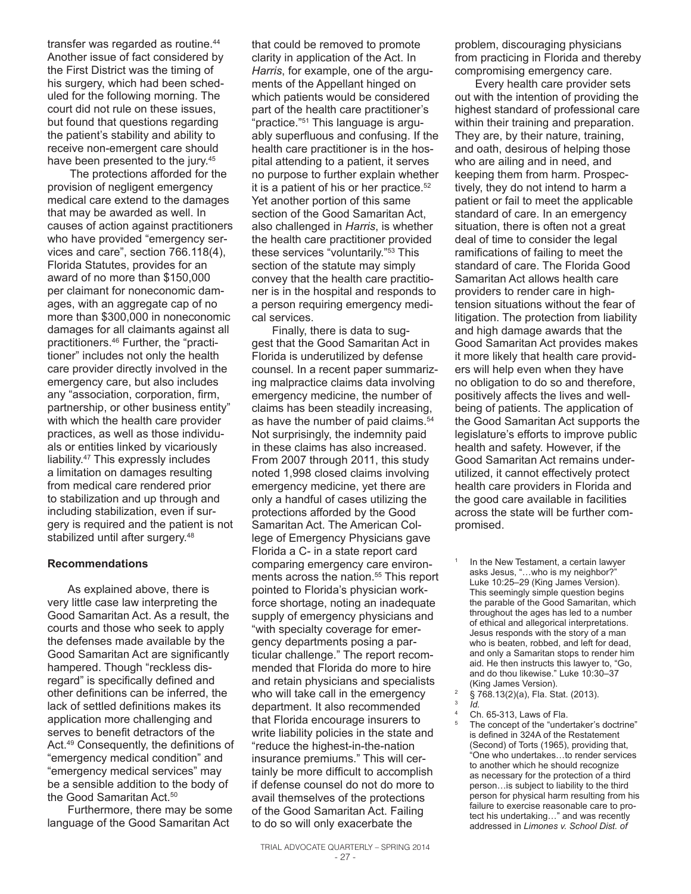transfer was regarded as routine.[44] Another issue of fact considered by the First District was the timing of his surgery, which had been scheduled for the following morning. The court did not rule on these issues, but found that questions regarding the patient's stability and ability to receive non-emergent care should have been presented to the jury.[45]

The protections afforded for the provision of negligent emergency medical care extend to the damages that may be awarded as well. In causes of action against practitioners who have provided "emergency services and care", section 766.118(4), Florida Statutes, provides for an award of no more than $150,000 per claimant for noneconomic damages, with an aggregate cap of no more than $300,000 in noneconomic damages for all claimants against all practitioners.[46] Further, the "practitioner" includes not only the health care provider directly involved in the emergency care, but also includes any "association, corporation, firm, partnership, or other business entity" with which the health care provider practices, as well as those individuals or entities linked by vicariously liability.[47] This expressly includes a limitation on damages resulting from medical care rendered prior to stabilization and up through and including stabilization, even if surgery is required and the patient is not stabilized until after surgery.[48]

### Recommendations

As explained above, there is very little case law interpreting the Good Samaritan Act. As a result, the courts and those who seek to apply the defenses made available by the Good Samaritan Act are significantly hampered. Though "reckless disregard" is specifically defined and other definitions can be inferred, the lack of settled definitions makes its application more challenging and serves to benefit detractors of the Act.[49] Consequently, the definitions of "emergency medical condition" and "emergency medical services" may be a sensible addition to the body of the Good Samaritan Act.[50]

Furthermore, there may be some language of the Good Samaritan Act that could be removed to promote clarity in application of the Act. In *Harris*, for example, one of the arguments of the Appellant hinged on which patients would be considered part of the health care practitioner's "practice."[51] This language is arguably superfluous and confusing. If the health care practitioner is in the hospital attending to a patient, it serves no purpose to further explain whether it is a patient of his or her practice.[52] Yet another portion of this same section of the Good Samaritan Act, also challenged in *Harris*, is whether the health care practitioner provided these services "voluntarily."[53] This section of the statute may simply convey that the health care practitioner is in the hospital and responds to a person requiring emergency medical services.

Finally, there is data to suggest that the Good Samaritan Act in Florida is underutilized by defense counsel. In a recent paper summarizing malpractice claims data involving emergency medicine, the number of claims has been steadily increasing, as have the number of paid claims.[54] Not surprisingly, the indemnity paid in these claims has also increased. From 2007 through 2011, this study noted 1,998 closed claims involving emergency medicine, yet there are only a handful of cases utilizing the protections afforded by the Good Samaritan Act. The American College of Emergency Physicians gave Florida a C- in a state report card comparing emergency care environments across the nation.[55] This report pointed to Florida's physician workforce shortage, noting an inadequate supply of emergency physicians and "with specialty coverage for emergency departments posing a particular challenge." The report recommended that Florida do more to hire and retain physicians and specialists who will take call in the emergency department. It also recommended that Florida encourage insurers to write liability policies in the state and "reduce the highest-in-the-nation insurance premiums." This will certainly be more difficult to accomplish if defense counsel do not do more to avail themselves of the protections of the Good Samaritan Act. Failing to do so will only exacerbate the problem, discouraging physicians from practicing in Florida and thereby compromising emergency care.

Every health care provider sets out with the intention of providing the highest standard of professional care within their training and preparation. They are, by their nature, training, and oath, desirous of helping those who are ailing and in need, and keeping them from harm. Prospectively, they do not intend to harm a patient or fail to meet the applicable standard of care. In an emergency situation, there is often not a great deal of time to consider the legal ramifications of failing to meet the standard of care. The Florida Good Samaritan Act allows health care providers to render care in high-tension situations without the fear of litigation. The protection from liability and high damage awards that the Good Samaritan Act provides makes it more likely that health care providers will help even when they have no obligation to do so and therefore, positively affects the lives and well-being of patients. The application of the Good Samaritan Act supports the legislature's efforts to improve public health and safety. However, if the Good Samaritan Act remains underutilized, it cannot effectively protect health care providers in Florida and the good care available in facilities across the state will be further compromised.

---

[1] In the New Testament, a certain lawyer asks Jesus, "…who is my neighbor?" Luke 10:25–29 (King James Version). This seemingly simple question begins the parable of the Good Samaritan, which throughout the ages has led to a number of ethical and allegorical interpretations. Jesus responds with the story of a man who is beaten, robbed, and left for dead, and only a Samaritan stops to render him aid. He then instructs this lawyer to, "Go, and do thou likewise." Luke 10:30–37 (King James Version).

[2] § 768.13(2)(a), Fla. Stat. (2013).

[3] *Id.*

[4] Ch. 65-313, Laws of Fla.

[5] The concept of the "undertaker's doctrine" is defined in 324A of the Restatement (Second) of Torts (1965), providing that, "One who undertakes…to render services to another which he should recognize as necessary for the protection of a third person…is subject to liability to the third person for physical harm resulting from his failure to exercise reasonable care to protect his undertaking…" and was recently addressed in *Limones v. School Dist. of*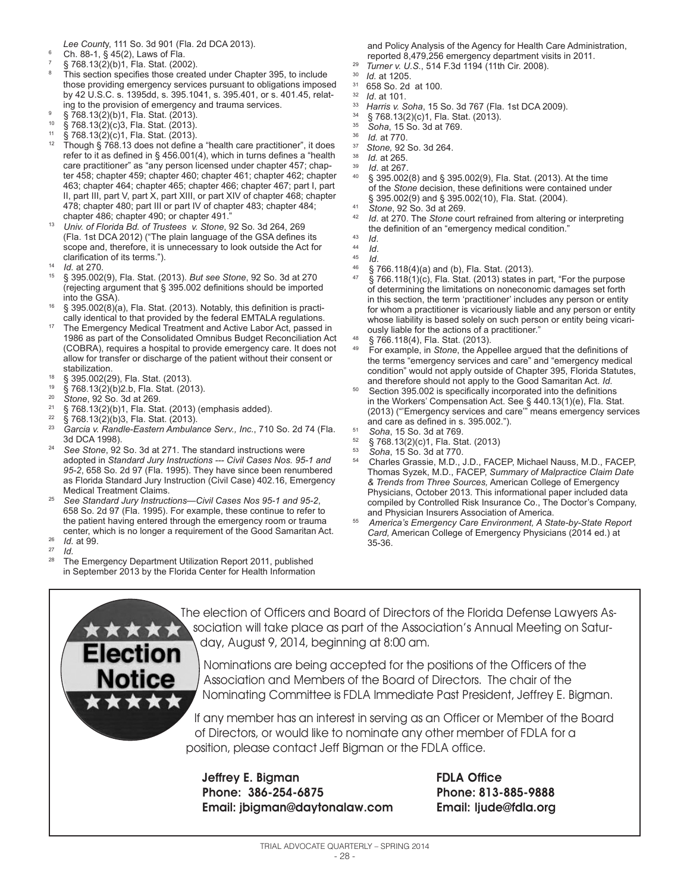*Lee County*, 111 So. 3d 901 (Fla. 2d DCA 2013).

6 Ch. 88-1, § 45(2), Laws of Fla.

7 § 768.13(2)(b)1, Fla. Stat. (2002).

8 This section specifies those created under Chapter 395, to include those providing emergency services pursuant to obligations imposed by 42 U.S.C. s. 1395dd, s. 395.1041, s. 395.401, or s. 401.45, relating to the provision of emergency and trauma services.

9 § 768.13(2)(b)1, Fla. Stat. (2013).

10 § 768.13(2)(c)3, Fla. Stat. (2013).

11 § 768.13(2)(c)1, Fla. Stat. (2013).

12 Though § 768.13 does not define a "health care practitioner", it does refer to it as defined in § 456.001(4), which in turns defines a "health care practitioner" as "any person licensed under chapter 457; chapter 458; chapter 459; chapter 460; chapter 461; chapter 462; chapter 463; chapter 464; chapter 465; chapter 466; chapter 467; part I, part II, part III, part V, part X, part XIII, or part XIV of chapter 468; chapter 478; chapter 480; part III or part IV of chapter 483; chapter 484; chapter 486; chapter 490; or chapter 491."

13 *Univ. of Florida Bd. of Trustees v. Stone*, 92 So. 3d 264, 269 (Fla. 1st DCA 2012) ("The plain language of the GSA defines its scope and, therefore, it is unnecessary to look outside the Act for clarification of its terms.").

14 *Id.* at 270.

15 § 395.002(9), Fla. Stat. (2013). *But see Stone*, 92 So. 3d at 270 (rejecting argument that § 395.002 definitions should be imported into the GSA).

16 § 395.002(8)(a), Fla. Stat. (2013). Notably, this definition is practically identical to that provided by the federal EMTALA regulations.

17 The Emergency Medical Treatment and Active Labor Act, passed in 1986 as part of the Consolidated Omnibus Budget Reconciliation Act (COBRA), requires a hospital to provide emergency care. It does not allow for transfer or discharge of the patient without their consent or stabilization.

18 § 395.002(29), Fla. Stat. (2013).

19 § 768.13(2)(b)2.b, Fla. Stat. (2013).

20 *Stone*, 92 So. 3d at 269.

21 § 768.13(2)(b)1, Fla. Stat. (2013) (emphasis added).

22 § 768.13(2)(b)3, Fla. Stat. (2013).

23 *Garcia v. Randle-Eastern Ambulance Serv., Inc.*, 710 So. 2d 74 (Fla. 3d DCA 1998).

24 *See Stone*, 92 So. 3d at 271. The standard instructions were adopted in *Standard Jury Instructions --- Civil Cases Nos. 95-1 and 95-2*, 658 So. 2d 97 (Fla. 1995). They have since been renumbered as Florida Standard Jury Instruction (Civil Case) 402.16, Emergency Medical Treatment Claims.

25 *See Standard Jury Instructions—Civil Cases Nos 95-1 and 95-2*, 658 So. 2d 97 (Fla. 1995). For example, these continue to refer to the patient having entered through the emergency room or trauma center, which is no longer a requirement of the Good Samaritan Act.

26 *Id.* at 99.

27 *Id.*

28 The Emergency Department Utilization Report 2011, published in September 2013 by the Florida Center for Health Information and Policy Analysis of the Agency for Health Care Administration, reported 8,479,256 emergency department visits in 2011.

29 *Turner v. U.S.*, 514 F.3d 1194 (11th Cir. 2008).

30 *Id.* at 1205.

31 658 So. 2d at 100.

32 *Id.* at 101.

33 *Harris v. Soha*, 15 So. 3d 767 (Fla. 1st DCA 2009).

34 § 768.13(2)(c)1, Fla. Stat. (2013).

35 *Soha*, 15 So. 3d at 769.

36 *Id.* at 770.

37 *Stone,* 92 So. 3d 264.

38 *Id.* at 265.

39 *Id.* at 267.

40 § 395.002(8) and § 395.002(9), Fla. Stat. (2013). At the time of the *Stone* decision, these definitions were contained under § 395.002(9) and § 395.002(10), Fla. Stat. (2004).

41 *Stone*, 92 So. 3d at 269.

42 *Id.* at 270. The *Stone* court refrained from altering or interpreting the definition of an "emergency medical condition."

43 *Id.*

44 *Id.*

45 *Id.*

46 § 766.118(4)(a) and (b), Fla. Stat. (2013).

47 § 766.118(1)(c), Fla. Stat. (2013) states in part, "For the purpose of determining the limitations on noneconomic damages set forth in this section, the term 'practitioner' includes any person or entity for whom a practitioner is vicariously liable and any person or entity whose liability is based solely on such person or entity being vicariously liable for the actions of a practitioner."

48 § 766.118(4), Fla. Stat. (2013).

49 For example, in *Stone*, the Appellee argued that the definitions of the terms "emergency services and care" and "emergency medical condition" would not apply outside of Chapter 395, Florida Statutes, and therefore should not apply to the Good Samaritan Act. *Id.*

50 Section 395.002 is specifically incorporated into the definitions in the Workers' Compensation Act. See § 440.13(1)(e), Fla. Stat. (2013) ("'Emergency services and care'" means emergency services and care as defined in s. 395.002.").

51 *Soha*, 15 So. 3d at 769.

52 § 768.13(2)(c)1, Fla. Stat. (2013)

53 *Soha*, 15 So. 3d at 770.

54 Charles Grassie, M.D., J.D., FACEP, Michael Nauss, M.D., FACEP, Thomas Syzek, M.D., FACEP, *Summary of Malpractice Claim Date & Trends from Three Sources*, American College of Emergency Physicians, October 2013. This informational paper included data compiled by Controlled Risk Insurance Co., The Doctor's Company, and Physician Insurers Association of America.

55 *America's Emergency Care Environment, A State-by-State Report Card,* American College of Emergency Physicians (2014 ed.) at 35-36.

**Election Notice**

The election of Officers and Board of Directors of the Florida Defense Lawyers Association will take place as part of the Association's Annual Meeting on Saturday, August 9, 2014, beginning at 8:00 am.

Nominations are being accepted for the positions of the Officers of the Association and Members of the Board of Directors. The chair of the Nominating Committee is FDLA Immediate Past President, Jeffrey E. Bigman.

If any member has an interest in serving as an Officer or Member of the Board of Directors, or would like to nominate any other member of FDLA for a position, please contact Jeff Bigman or the FDLA office.

**Jeffrey E. Bigman**
**Phone: 386-254-6875**
**Email: jbigman@daytonalaw.com**

**FDLA Office**
**Phone: 813-885-9888**
**Email: ljude@fdla.org**